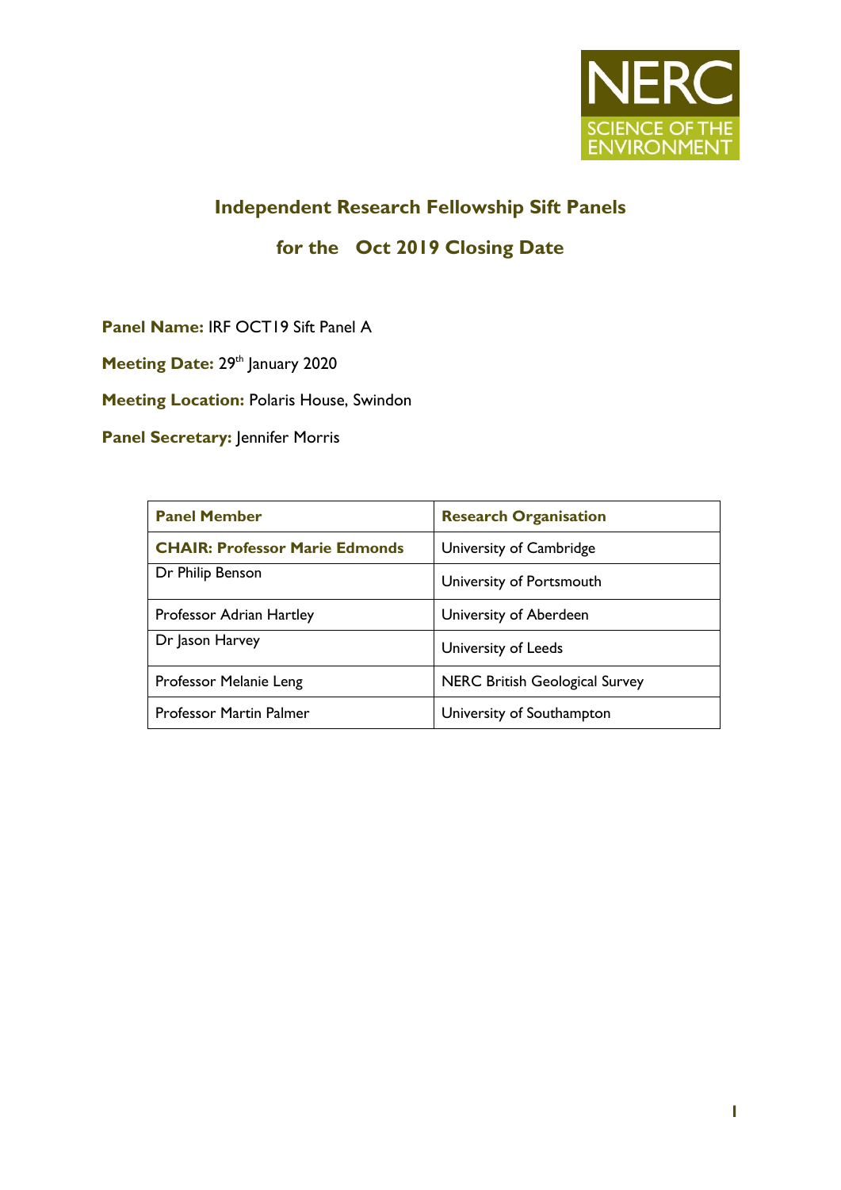NERC
SCIENCE OF THE ENVIRONMENT

# Independent Research Fellowship Sift Panels

## for the Oct 2019 Closing Date

**Panel Name:** IRF OCT19 Sift Panel A

**Meeting Date:** 29th January 2020

**Meeting Location:** Polaris House, Swindon

**Panel Secretary:** Jennifer Morris

| Panel Member | Research Organisation |
| --- | --- |
| **CHAIR: Professor Marie Edmonds** | University of Cambridge |
| Dr Philip Benson | University of Portsmouth |
| Professor Adrian Hartley | University of Aberdeen |
| Dr Jason Harvey | University of Leeds |
| Professor Melanie Leng | NERC British Geological Survey |
| Professor Martin Palmer | University of Southampton |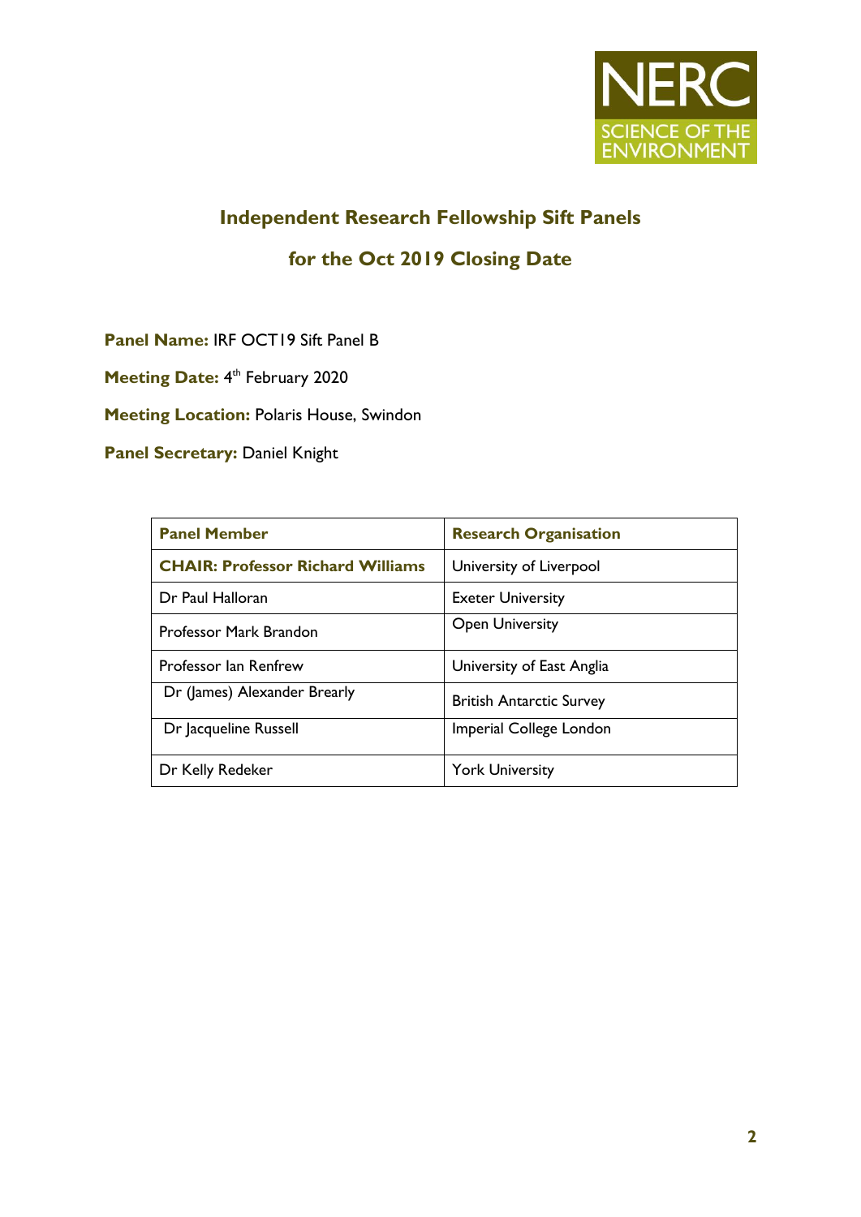## Independent Research Fellowship Sift Panels

## for the Oct 2019 Closing Date

**Panel Name:** IRF OCT19 Sift Panel B

**Meeting Date:** 4th February 2020

**Meeting Location:** Polaris House, Swindon

**Panel Secretary:** Daniel Knight

| Panel Member | Research Organisation |
|---|---|
| **CHAIR: Professor Richard Williams** | University of Liverpool |
| Dr Paul Halloran | Exeter University |
| Professor Mark Brandon | Open University |
| Professor Ian Renfrew | University of East Anglia |
| Dr (James) Alexander Brearly | British Antarctic Survey |
| Dr Jacqueline Russell | Imperial College London |
| Dr Kelly Redeker | York University |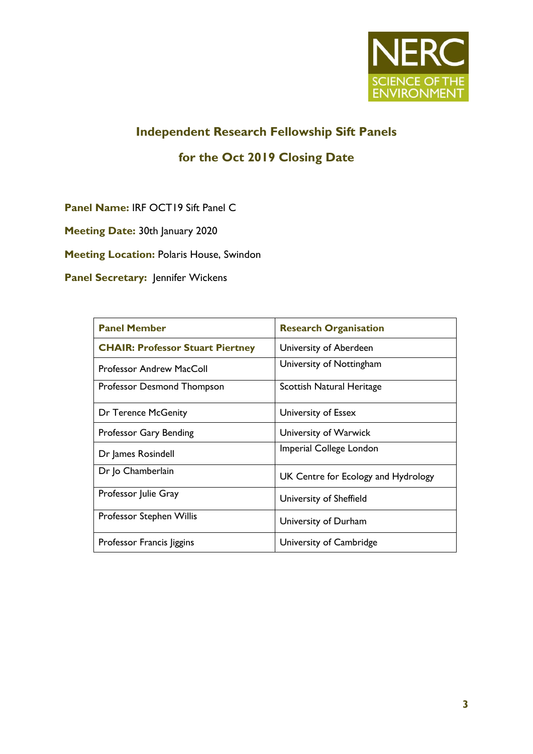NERC
SCIENCE OF THE ENVIRONMENT

## Independent Research Fellowship Sift Panels

## for the Oct 2019 Closing Date

**Panel Name:** IRF OCT19 Sift Panel C

**Meeting Date:** 30th January 2020

**Meeting Location:** Polaris House, Swindon

**Panel Secretary:** Jennifer Wickens

| Panel Member | Research Organisation |
|---|---|
| **CHAIR: Professor Stuart Piertney** | University of Aberdeen |
| Professor Andrew MacColl | University of Nottingham |
| Professor Desmond Thompson | Scottish Natural Heritage |
| Dr Terence McGenity | University of Essex |
| Professor Gary Bending | University of Warwick |
| Dr James Rosindell | Imperial College London |
| Dr Jo Chamberlain | UK Centre for Ecology and Hydrology |
| Professor Julie Gray | University of Sheffield |
| Professor Stephen Willis | University of Durham |
| Professor Francis Jiggins | University of Cambridge |